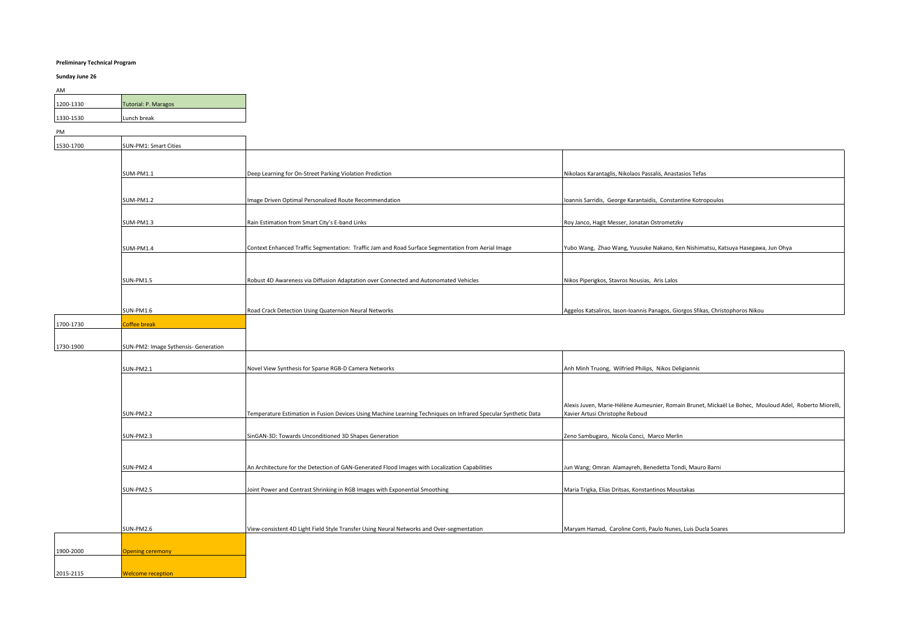**Preliminary Technical Program**

**Sunday June 26**

AM

| Time | Session | Title | Authors |
| --- | --- | --- | --- |
| 1200-1330 | Tutorial: P. Maragos | | |
| 1330-1530 | Lunch break | | |

PM

| Time | Session | Title | Authors |
| --- | --- | --- | --- |
| 1530-1700 | SUN-PM1: Smart Cities | | |
| | SUM-PM1.1 | Deep Learning for On-Street Parking Violation Prediction | Nikolaos Karantaglis, Nikolaos Passalis, Anastasios Tefas |
| | SUM-PM1.2 | Image Driven Optimal Personalized Route Recommendation | Ioannis Sarridis, George Karantaidis, Constantine Kotropoulos |
| | SUM-PM1.3 | Rain Estimation from Smart City's E-band Links | Roy Janco, Hagit Messer, Jonatan Ostrometzky |
| | SUM-PM1.4 | Context Enhanced Traffic Segmentation: Traffic Jam and Road Surface Segmentation from Aerial Image | Yubo Wang, Zhao Wang, Yuusuke Nakano, Ken Nishimatsu, Katsuya Hasegawa, Jun Ohya |
| | SUN-PM1.5 | Robust 4D Awareness via Diffusion Adaptation over Connected and Autonomated Vehicles | Nikos Piperigkos, Stavros Nousias, Aris Lalos |
| | SUN-PM1.6 | Road Crack Detection Using Quaternion Neural Networks | Aggelos Katsaliros, Iason-Ioannis Panagos, Giorgos Sfikas, Christophoros Nikou |
| 1700-1730 | Coffee break | | |
| 1730-1900 | SUN-PM2: Image Sythensis- Generation | | |
| | SUN-PM2.1 | Novel View Synthesis for Sparse RGB-D Camera Networks | Anh Minh Truong, Wilfried Philips, Nikos Deligiannis |
| | SUN-PM2.2 | Temperature Estimation in Fusion Devices Using Machine Learning Techniques on Infrared Specular Synthetic Data | Alexis Juven, Marie-Hélène Aumeunier, Romain Brunet, Mickaël Le Bohec, Mouloud Adel, Roberto Miorelli, Xavier Artusi Christophe Reboud |
| | SUN-PM2.3 | SinGAN-3D: Towards Unconditioned 3D Shapes Generation | Zeno Sambugaro, Nicola Conci, Marco Merlin |
| | SUN-PM2.4 | An Architecture for the Detection of GAN-Generated Flood Images with Localization Capabilities | Jun Wang; Omran Alamayreh, Benedetta Tondi, Mauro Barni |
| | SUN-PM2.5 | Joint Power and Contrast Shrinking in RGB Images with Exponential Smoothing | Maria Trigka, Elias Dritsas, Konstantinos Moustakas |
| | SUN-PM2.6 | View-consistent 4D Light Field Style Transfer Using Neural Networks and Over-segmentation | Maryam Hamad, Caroline Conti, Paulo Nunes, Luis Ducla Soares |
| 1900-2000 | Opening ceremony | | |
| 2015-2115 | Welcome reception | | |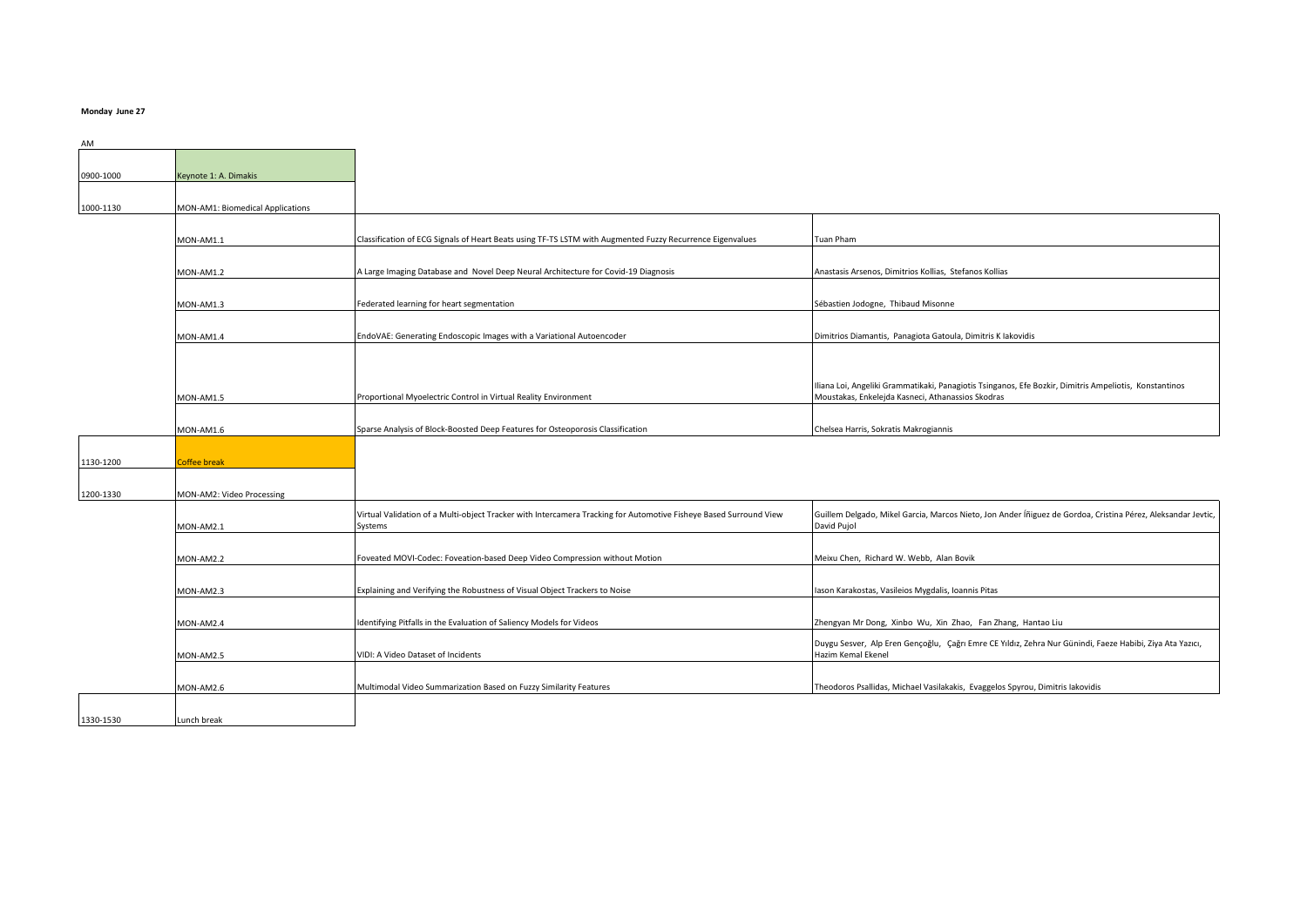**Monday June 27**

AM

| Time | Session | Title | Authors |
| --- | --- | --- | --- |
| 0900-1000 | Keynote 1: A. Dimakis | | |
| 1000-1130 | MON-AM1: Biomedical Applications | | |
| | MON-AM1.1 | Classification of ECG Signals of Heart Beats using TF-TS LSTM with Augmented Fuzzy Recurrence Eigenvalues | Tuan Pham |
| | MON-AM1.2 | A Large Imaging Database and Novel Deep Neural Architecture for Covid-19 Diagnosis | Anastasis Arsenos, Dimitrios Kollias, Stefanos Kollias |
| | MON-AM1.3 | Federated learning for heart segmentation | Sébastien Jodogne, Thibaud Misonne |
| | MON-AM1.4 | EndoVAE: Generating Endoscopic Images with a Variational Autoencoder | Dimitrios Diamantis, Panagiota Gatoula, Dimitris K Iakovidis |
| | MON-AM1.5 | Proportional Myoelectric Control in Virtual Reality Environment | Iliana Loi, Angeliki Grammatikaki, Panagiotis Tsinganos, Efe Bozkir, Dimitris Ampeliotis, Konstantinos Moustakas, Enkelejda Kasneci, Athanassios Skodras |
| | MON-AM1.6 | Sparse Analysis of Block-Boosted Deep Features for Osteoporosis Classification | Chelsea Harris, Sokratis Makrogiannis |
| 1130-1200 | Coffee break | | |
| 1200-1330 | MON-AM2: Video Processing | | |
| | MON-AM2.1 | Virtual Validation of a Multi-object Tracker with Intercamera Tracking for Automotive Fisheye Based Surround View Systems | Guillem Delgado, Mikel Garcia, Marcos Nieto, Jon Ander Íñiguez de Gordoa, Cristina Pérez, Aleksandar Jevtic, David Pujol |
| | MON-AM2.2 | Foveated MOVI-Codec: Foveation-based Deep Video Compression without Motion | Meixu Chen, Richard W. Webb, Alan Bovik |
| | MON-AM2.3 | Explaining and Verifying the Robustness of Visual Object Trackers to Noise | Iason Karakostas, Vasileios Mygdalis, Ioannis Pitas |
| | MON-AM2.4 | Identifying Pitfalls in the Evaluation of Saliency Models for Videos | Zhengyan Mr Dong, Xinbo Wu, Xin Zhao, Fan Zhang, Hantao Liu |
| | MON-AM2.5 | VIDI: A Video Dataset of Incidents | Duygu Sesver, Alp Eren Gençoğlu, Çağrı Emre CE Yıldız, Zehra Nur Günindi, Faeze Habibi, Ziya Ata Yazıcı, Hazim Kemal Ekenel |
| | MON-AM2.6 | Multimodal Video Summarization Based on Fuzzy Similarity Features | Theodoros Psallidas, Michael Vasilakakis, Evaggelos Spyrou, Dimitris Iakovidis |
| 1330-1530 | Lunch break | | |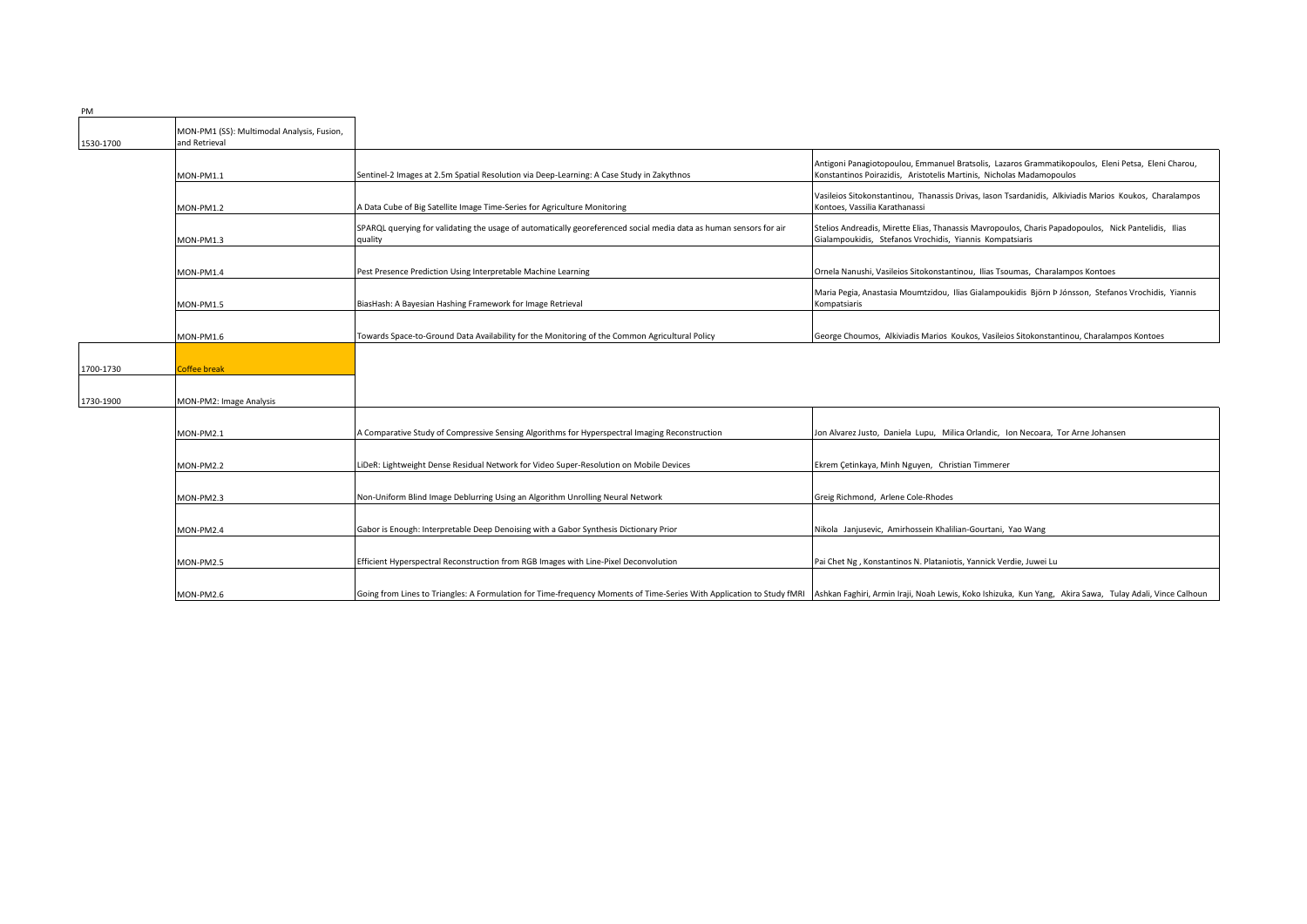PM

| Time | Session / Paper ID | Title | Authors |
|---|---|---|---|
| 1530-1700 | MON-PM1 (SS): Multimodal Analysis, Fusion, and Retrieval | | |
| | MON-PM1.1 | Sentinel-2 Images at 2.5m Spatial Resolution via Deep-Learning: A Case Study in Zakythnos | Antigoni Panagiotopoulou, Emmanuel Bratsolis, Lazaros Grammatikopoulos, Eleni Petsa, Eleni Charou, Konstantinos Poirazidis, Aristotelis Martinis, Nicholas Madamopoulos |
| | MON-PM1.2 | A Data Cube of Big Satellite Image Time-Series for Agriculture Monitoring | Vasileios Sitokonstantinou, Thanassis Drivas, Iason Tsardanidis, Alkiviadis Marios Koukos, Charalampos Kontoes, Vassilia Karathanassi |
| | MON-PM1.3 | SPARQL querying for validating the usage of automatically georeferenced social media data as human sensors for air quality | Stelios Andreadis, Mirette Elias, Thanassis Mavropoulos, Charis Papadopoulos, Nick Pantelidis, Ilias Gialampoukidis, Stefanos Vrochidis, Yiannis Kompatsiaris |
| | MON-PM1.4 | Pest Presence Prediction Using Interpretable Machine Learning | Ornela Nanushi, Vasileios Sitokonstantinou, Ilias Tsoumas, Charalampos Kontoes |
| | MON-PM1.5 | BiasHash: A Bayesian Hashing Framework for Image Retrieval | Maria Pegia, Anastasia Moumtzidou, Ilias Gialampoukidis Björn Þ Jónsson, Stefanos Vrochidis, Yiannis Kompatsiaris |
| | MON-PM1.6 | Towards Space-to-Ground Data Availability for the Monitoring of the Common Agricultural Policy | George Choumos, Alkiviadis Marios Koukos, Vasileios Sitokonstantinou, Charalampos Kontoes |
| 1700-1730 | Coffee break | | |
| 1730-1900 | MON-PM2: Image Analysis | | |
| | MON-PM2.1 | A Comparative Study of Compressive Sensing Algorithms for Hyperspectral Imaging Reconstruction | Jon Alvarez Justo, Daniela Lupu, Milica Orlandic, Ion Necoara, Tor Arne Johansen |
| | MON-PM2.2 | LiDeR: Lightweight Dense Residual Network for Video Super-Resolution on Mobile Devices | Ekrem Çetinkaya, Minh Nguyen, Christian Timmerer |
| | MON-PM2.3 | Non-Uniform Blind Image Deblurring Using an Algorithm Unrolling Neural Network | Greig Richmond, Arlene Cole-Rhodes |
| | MON-PM2.4 | Gabor is Enough: Interpretable Deep Denoising with a Gabor Synthesis Dictionary Prior | Nikola Janjusevic, Amirhossein Khalilian-Gourtani, Yao Wang |
| | MON-PM2.5 | Efficient Hyperspectral Reconstruction from RGB Images with Line-Pixel Deconvolution | Pai Chet Ng , Konstantinos N. Plataniotis, Yannick Verdie, Juwei Lu |
| | MON-PM2.6 | Going from Lines to Triangles: A Formulation for Time-frequency Moments of Time-Series With Application to Study fMRI | Ashkan Faghiri, Armin Iraji, Noah Lewis, Koko Ishizuka, Kun Yang, Akira Sawa, Tulay Adali, Vince Calhoun |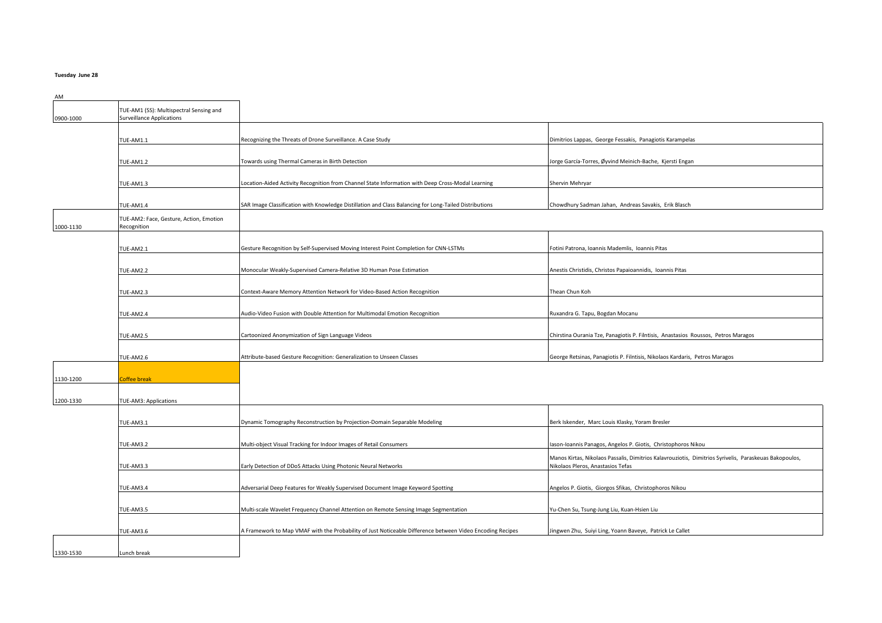**Tuesday June 28**

AM

| Time | Session | Title | Authors |
| --- | --- | --- | --- |
| 0900-1000 | TUE-AM1 (SS): Multispectral Sensing and Surveillance Applications | | |
| | TUE-AM1.1 | Recognizing the Threats of Drone Surveillance. A Case Study | Dimitrios Lappas, George Fessakis, Panagiotis Karampelas |
| | TUE-AM1.2 | Towards using Thermal Cameras in Birth Detection | Jorge García-Torres, Øyvind Meinich-Bache, Kjersti Engan |
| | TUE-AM1.3 | Location-Aided Activity Recognition from Channel State Information with Deep Cross-Modal Learning | Shervin Mehryar |
| | TUE-AM1.4 | SAR Image Classification with Knowledge Distillation and Class Balancing for Long-Tailed Distributions | Chowdhury Sadman Jahan, Andreas Savakis, Erik Blasch |
| 1000-1130 | TUE-AM2: Face, Gesture, Action, Emotion Recognition | | |
| | TUE-AM2.1 | Gesture Recognition by Self-Supervised Moving Interest Point Completion for CNN-LSTMs | Fotini Patrona, Ioannis Mademlis, Ioannis Pitas |
| | TUE-AM2.2 | Monocular Weakly-Supervised Camera-Relative 3D Human Pose Estimation | Anestis Christidis, Christos Papaioannidis, Ioannis Pitas |
| | TUE-AM2.3 | Context-Aware Memory Attention Network for Video-Based Action Recognition | Thean Chun Koh |
| | TUE-AM2.4 | Audio-Video Fusion with Double Attention for Multimodal Emotion Recognition | Ruxandra G. Tapu, Bogdan Mocanu |
| | TUE-AM2.5 | Cartoonized Anonymization of Sign Language Videos | Chirstina Ourania Tze, Panagiotis P. Filntisis, Anastasios Roussos, Petros Maragos |
| | TUE-AM2.6 | Attribute-based Gesture Recognition: Generalization to Unseen Classes | George Retsinas, Panagiotis P. Filntisis, Nikolaos Kardaris, Petros Maragos |
| 1130-1200 | Coffee break | | |
| 1200-1330 | TUE-AM3: Applications | | |
| | TUE-AM3.1 | Dynamic Tomography Reconstruction by Projection-Domain Separable Modeling | Berk Iskender, Marc Louis Klasky, Yoram Bresler |
| | TUE-AM3.2 | Multi-object Visual Tracking for Indoor Images of Retail Consumers | Iason-Ioannis Panagos, Angelos P. Giotis, Christophoros Nikou |
| | TUE-AM3.3 | Early Detection of DDoS Attacks Using Photonic Neural Networks | Manos Kirtas, Nikolaos Passalis, Dimitrios Kalavrouziotis, Dimitrios Syrivelis, Paraskeuas Bakopoulos, Nikolaos Pleros, Anastasios Tefas |
| | TUE-AM3.4 | Adversarial Deep Features for Weakly Supervised Document Image Keyword Spotting | Angelos P. Giotis, Giorgos Sfikas, Christophoros Nikou |
| | TUE-AM3.5 | Multi-scale Wavelet Frequency Channel Attention on Remote Sensing Image Segmentation | Yu-Chen Su, Tsung-Jung Liu, Kuan-Hsien Liu |
| | TUE-AM3.6 | A Framework to Map VMAF with the Probability of Just Noticeable Difference between Video Encoding Recipes | Jingwen Zhu, Suiyi Ling, Yoann Baveye, Patrick Le Callet |
| 1330-1530 | Lunch break | | |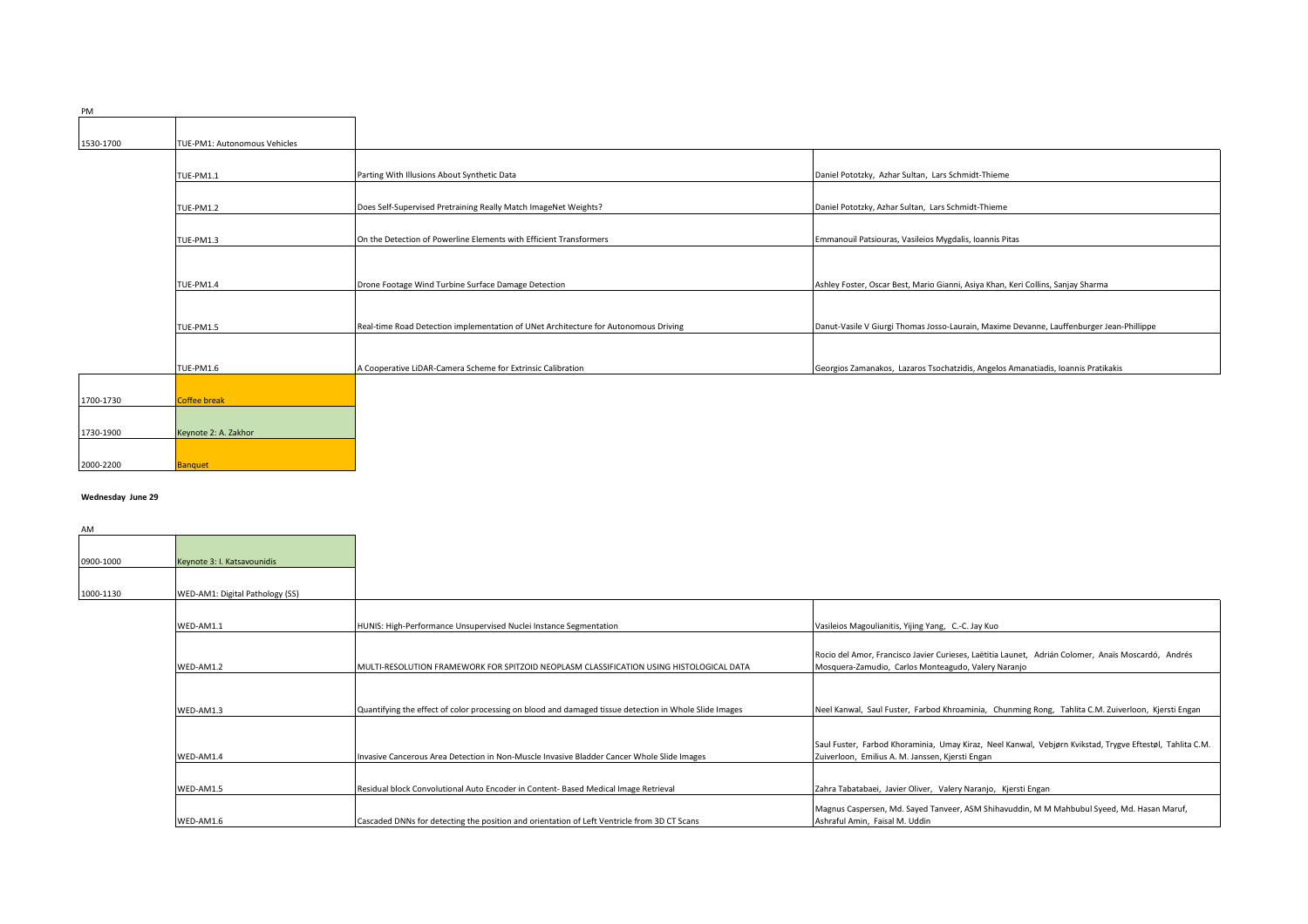PM

| Time | Session | Title | Authors |
|---|---|---|---|
| 1530-1700 | TUE-PM1: Autonomous Vehicles | | |
| | TUE-PM1.1 | Parting With Illusions About Synthetic Data | Daniel Pototzky, Azhar Sultan, Lars Schmidt-Thieme |
| | TUE-PM1.2 | Does Self-Supervised Pretraining Really Match ImageNet Weights? | Daniel Pototzky, Azhar Sultan, Lars Schmidt-Thieme |
| | TUE-PM1.3 | On the Detection of Powerline Elements with Efficient Transformers | Emmanouil Patsiouras, Vasileios Mygdalis, Ioannis Pitas |
| | TUE-PM1.4 | Drone Footage Wind Turbine Surface Damage Detection | Ashley Foster, Oscar Best, Mario Gianni, Asiya Khan, Keri Collins, Sanjay Sharma |
| | TUE-PM1.5 | Real-time Road Detection implementation of UNet Architecture for Autonomous Driving | Danut-Vasile V Giurgi Thomas Josso-Laurain, Maxime Devanne, Lauffenburger Jean-Phillippe |
| | TUE-PM1.6 | A Cooperative LiDAR-Camera Scheme for Extrinsic Calibration | Georgios Zamanakos, Lazaros Tsochatzidis, Angelos Amanatiadis, Ioannis Pratikakis |
| 1700-1730 | Coffee break | | |
| 1730-1900 | Keynote 2: A. Zakhor | | |
| 2000-2200 | Banquet | | |

**Wednesday June 29**

AM

| Time | Session | Title | Authors |
|---|---|---|---|
| 0900-1000 | Keynote 3: I. Katsavounidis | | |
| 1000-1130 | WED-AM1: Digital Pathology (SS) | | |
| | WED-AM1.1 | HUNIS: High-Performance Unsupervised Nuclei Instance Segmentation | Vasileios Magoulianitis, Yijing Yang, C.-C. Jay Kuo |
| | WED-AM1.2 | MULTI-RESOLUTION FRAMEWORK FOR SPITZOID NEOPLASM CLASSIFICATION USING HISTOLOGICAL DATA | Rocío del Amor, Francisco Javier Curieses, Laëtitia Launet, Adrián Colomer, Anaïs Moscardó, Andrés Mosquera-Zamudio, Carlos Monteagudo, Valery Naranjo |
| | WED-AM1.3 | Quantifying the effect of color processing on blood and damaged tissue detection in Whole Slide Images | Neel Kanwal, Saul Fuster, Farbod Khroaminia, Chunming Rong, Tahlita C.M. Zuiverloon, Kjersti Engan |
| | WED-AM1.4 | Invasive Cancerous Area Detection in Non-Muscle Invasive Bladder Cancer Whole Slide Images | Saul Fuster, Farbod Khoraminia, Umay Kiraz, Neel Kanwal, Vebjørn Kvikstad, Trygve Eftestøl, Tahlita C.M. Zuiverloon, Emilius A. M. Janssen, Kjersti Engan |
| | WED-AM1.5 | Residual block Convolutional Auto Encoder in Content- Based Medical Image Retrieval | Zahra Tabatabaei, Javier Oliver, Valery Naranjo, Kjersti Engan |
| | WED-AM1.6 | Cascaded DNNs for detecting the position and orientation of Left Ventricle from 3D CT Scans | Magnus Caspersen, Md. Sayed Tanveer, ASM Shihavuddin, M M Mahbubul Syeed, Md. Hasan Maruf, Ashraful Amin, Faisal M. Uddin |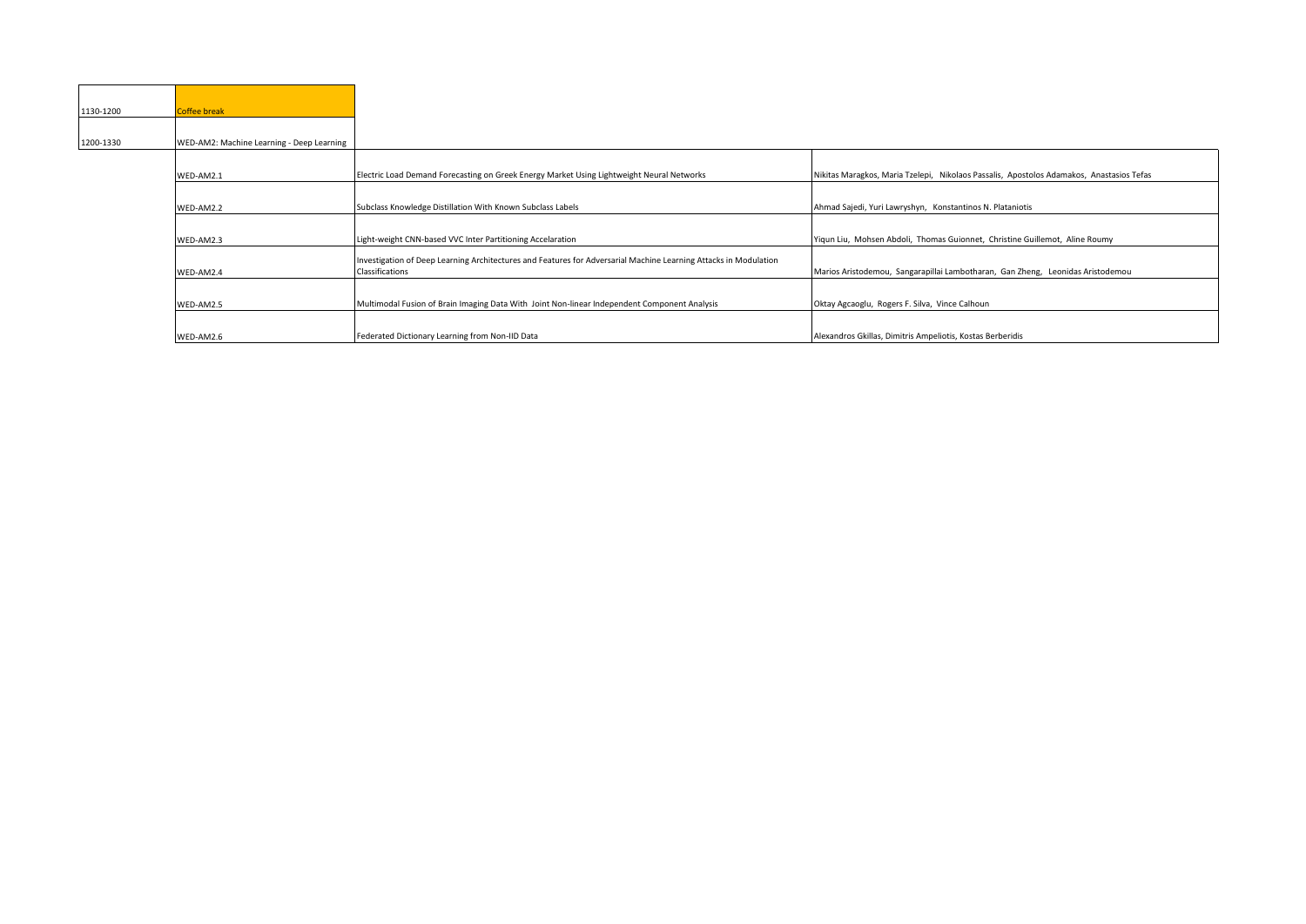| | | | |
|---|---|---|---|
| 1130-1200 | Coffee break | | |
| 1200-1330 | WED-AM2: Machine Learning - Deep Learning | | |
| | WED-AM2.1 | Electric Load Demand Forecasting on Greek Energy Market Using Lightweight Neural Networks | Nikitas Maragkos, Maria Tzelepi, Nikolaos Passalis, Apostolos Adamakos, Anastasios Tefas |
| | WED-AM2.2 | Subclass Knowledge Distillation With Known Subclass Labels | Ahmad Sajedi, Yuri Lawryshyn, Konstantinos N. Plataniotis |
| | WED-AM2.3 | Light-weight CNN-based VVC Inter Partitioning Accelaration | Yiqun Liu, Mohsen Abdoli, Thomas Guionnet, Christine Guillemot, Aline Roumy |
| | WED-AM2.4 | Investigation of Deep Learning Architectures and Features for Adversarial Machine Learning Attacks in Modulation Classifications | Marios Aristodemou, Sangarapillai Lambotharan, Gan Zheng, Leonidas Aristodemou |
| | WED-AM2.5 | Multimodal Fusion of Brain Imaging Data With Joint Non-linear Independent Component Analysis | Oktay Agcaoglu, Rogers F. Silva, Vince Calhoun |
| | WED-AM2.6 | Federated Dictionary Learning from Non-IID Data | Alexandros Gkillas, Dimitris Ampeliotis, Kostas Berberidis |